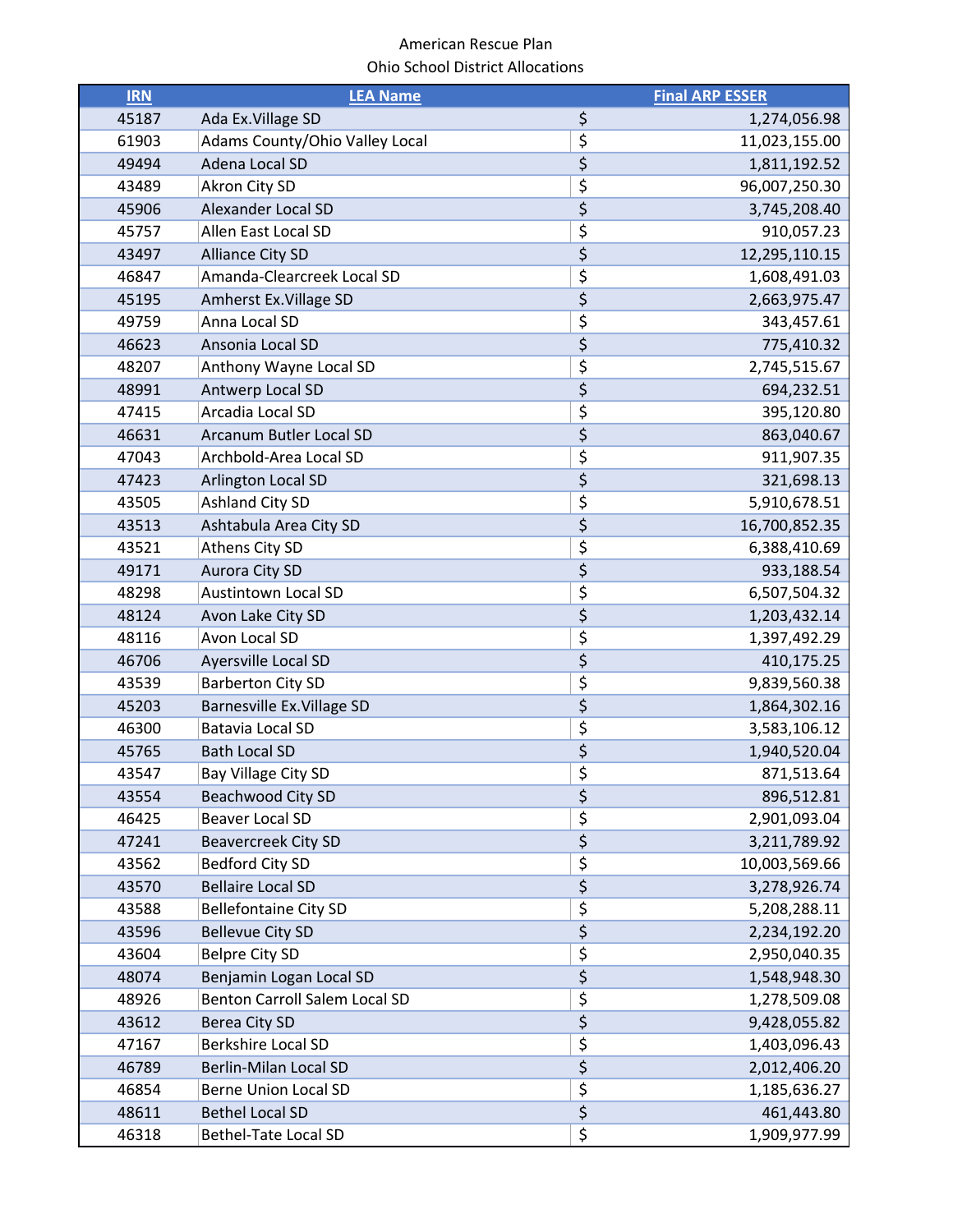American Rescue Plan

Ohio School District Allocations

| IRN | LEA Name | | Final ARP ESSER |
|---|---|---|---|
| 45187 | Ada Ex.Village SD | $ | 1,274,056.98 |
| 61903 | Adams County/Ohio Valley Local | $ | 11,023,155.00 |
| 49494 | Adena Local SD | $ | 1,811,192.52 |
| 43489 | Akron City SD | $ | 96,007,250.30 |
| 45906 | Alexander Local SD | $ | 3,745,208.40 |
| 45757 | Allen East Local SD | $ | 910,057.23 |
| 43497 | Alliance City SD | $ | 12,295,110.15 |
| 46847 | Amanda-Clearcreek Local SD | $ | 1,608,491.03 |
| 45195 | Amherst Ex.Village SD | $ | 2,663,975.47 |
| 49759 | Anna Local SD | $ | 343,457.61 |
| 46623 | Ansonia Local SD | $ | 775,410.32 |
| 48207 | Anthony Wayne Local SD | $ | 2,745,515.67 |
| 48991 | Antwerp Local SD | $ | 694,232.51 |
| 47415 | Arcadia Local SD | $ | 395,120.80 |
| 46631 | Arcanum Butler Local SD | $ | 863,040.67 |
| 47043 | Archbold-Area Local SD | $ | 911,907.35 |
| 47423 | Arlington Local SD | $ | 321,698.13 |
| 43505 | Ashland City SD | $ | 5,910,678.51 |
| 43513 | Ashtabula Area City SD | $ | 16,700,852.35 |
| 43521 | Athens City SD | $ | 6,388,410.69 |
| 49171 | Aurora City SD | $ | 933,188.54 |
| 48298 | Austintown Local SD | $ | 6,507,504.32 |
| 48124 | Avon Lake City SD | $ | 1,203,432.14 |
| 48116 | Avon Local SD | $ | 1,397,492.29 |
| 46706 | Ayersville Local SD | $ | 410,175.25 |
| 43539 | Barberton City SD | $ | 9,839,560.38 |
| 45203 | Barnesville Ex.Village SD | $ | 1,864,302.16 |
| 46300 | Batavia Local SD | $ | 3,583,106.12 |
| 45765 | Bath Local SD | $ | 1,940,520.04 |
| 43547 | Bay Village City SD | $ | 871,513.64 |
| 43554 | Beachwood City SD | $ | 896,512.81 |
| 46425 | Beaver Local SD | $ | 2,901,093.04 |
| 47241 | Beavercreek City SD | $ | 3,211,789.92 |
| 43562 | Bedford City SD | $ | 10,003,569.66 |
| 43570 | Bellaire Local SD | $ | 3,278,926.74 |
| 43588 | Bellefontaine City SD | $ | 5,208,288.11 |
| 43596 | Bellevue City SD | $ | 2,234,192.20 |
| 43604 | Belpre City SD | $ | 2,950,040.35 |
| 48074 | Benjamin Logan Local SD | $ | 1,548,948.30 |
| 48926 | Benton Carroll Salem Local SD | $ | 1,278,509.08 |
| 43612 | Berea City SD | $ | 9,428,055.82 |
| 47167 | Berkshire Local SD | $ | 1,403,096.43 |
| 46789 | Berlin-Milan Local SD | $ | 2,012,406.20 |
| 46854 | Berne Union Local SD | $ | 1,185,636.27 |
| 48611 | Bethel Local SD | $ | 461,443.80 |
| 46318 | Bethel-Tate Local SD | $ | 1,909,977.99 |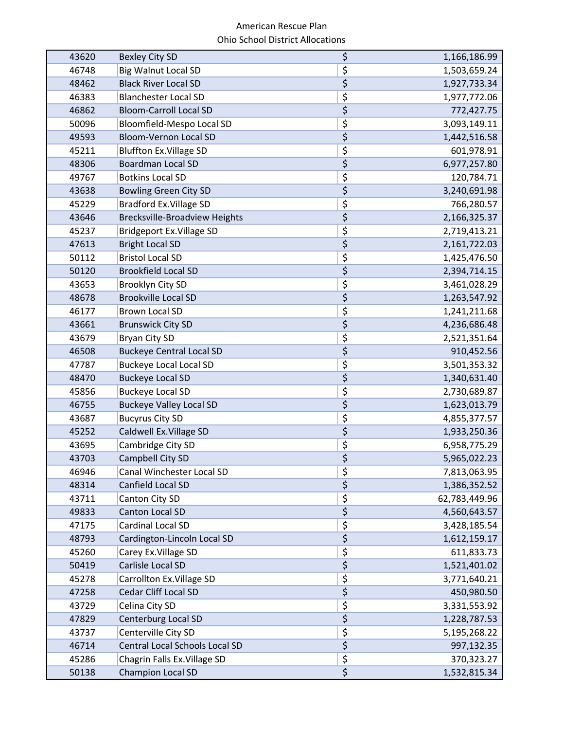| | | | |
|---|---|---|---|
| 43620 | Bexley City SD | $ | 1,166,186.99 |
| 46748 | Big Walnut Local SD | $ | 1,503,659.24 |
| 48462 | Black River Local SD | $ | 1,927,733.34 |
| 46383 | Blanchester Local SD | $ | 1,977,772.06 |
| 46862 | Bloom-Carroll Local SD | $ | 772,427.75 |
| 50096 | Bloomfield-Mespo Local SD | $ | 3,093,149.11 |
| 49593 | Bloom-Vernon Local SD | $ | 1,442,516.58 |
| 45211 | Bluffton Ex.Village SD | $ | 601,978.91 |
| 48306 | Boardman Local SD | $ | 6,977,257.80 |
| 49767 | Botkins Local SD | $ | 120,784.71 |
| 43638 | Bowling Green City SD | $ | 3,240,691.98 |
| 45229 | Bradford Ex.Village SD | $ | 766,280.57 |
| 43646 | Brecksville-Broadview Heights | $ | 2,166,325.37 |
| 45237 | Bridgeport Ex.Village SD | $ | 2,719,413.21 |
| 47613 | Bright Local SD | $ | 2,161,722.03 |
| 50112 | Bristol Local SD | $ | 1,425,476.50 |
| 50120 | Brookfield Local SD | $ | 2,394,714.15 |
| 43653 | Brooklyn City SD | $ | 3,461,028.29 |
| 48678 | Brookville Local SD | $ | 1,263,547.92 |
| 46177 | Brown Local SD | $ | 1,241,211.68 |
| 43661 | Brunswick City SD | $ | 4,236,686.48 |
| 43679 | Bryan City SD | $ | 2,521,351.64 |
| 46508 | Buckeye Central Local SD | $ | 910,452.56 |
| 47787 | Buckeye Local Local SD | $ | 3,501,353.32 |
| 48470 | Buckeye Local SD | $ | 1,340,631.40 |
| 45856 | Buckeye Local SD | $ | 2,730,689.87 |
| 46755 | Buckeye Valley Local SD | $ | 1,623,013.79 |
| 43687 | Bucyrus City SD | $ | 4,855,377.57 |
| 45252 | Caldwell Ex.Village SD | $ | 1,933,250.36 |
| 43695 | Cambridge City SD | $ | 6,958,775.29 |
| 43703 | Campbell City SD | $ | 5,965,022.23 |
| 46946 | Canal Winchester Local SD | $ | 7,813,063.95 |
| 48314 | Canfield Local SD | $ | 1,386,352.52 |
| 43711 | Canton City SD | $ | 62,783,449.96 |
| 49833 | Canton Local SD | $ | 4,560,643.57 |
| 47175 | Cardinal Local SD | $ | 3,428,185.54 |
| 48793 | Cardington-Lincoln Local SD | $ | 1,612,159.17 |
| 45260 | Carey Ex.Village SD | $ | 611,833.73 |
| 50419 | Carlisle Local SD | $ | 1,521,401.02 |
| 45278 | Carrollton Ex.Village SD | $ | 3,771,640.21 |
| 47258 | Cedar Cliff Local SD | $ | 450,980.50 |
| 43729 | Celina City SD | $ | 3,331,553.92 |
| 47829 | Centerburg Local SD | $ | 1,228,787.53 |
| 43737 | Centerville City SD | $ | 5,195,268.22 |
| 46714 | Central Local Schools Local SD | $ | 997,132.35 |
| 45286 | Chagrin Falls Ex.Village SD | $ | 370,323.27 |
| 50138 | Champion Local SD | $ | 1,532,815.34 |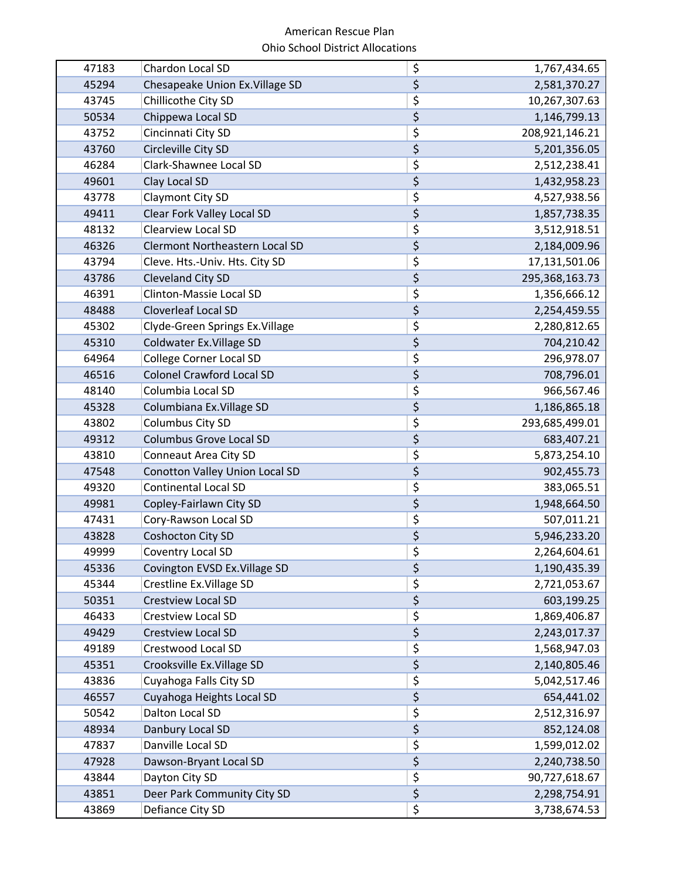American Rescue Plan
Ohio School District Allocations

| | | | |
|---|---|---|---|
| 47183 | Chardon Local SD | $ | 1,767,434.65 |
| 45294 | Chesapeake Union Ex.Village SD | $ | 2,581,370.27 |
| 43745 | Chillicothe City SD | $ | 10,267,307.63 |
| 50534 | Chippewa Local SD | $ | 1,146,799.13 |
| 43752 | Cincinnati City SD | $ | 208,921,146.21 |
| 43760 | Circleville City SD | $ | 5,201,356.05 |
| 46284 | Clark-Shawnee Local SD | $ | 2,512,238.41 |
| 49601 | Clay Local SD | $ | 1,432,958.23 |
| 43778 | Claymont City SD | $ | 4,527,938.56 |
| 49411 | Clear Fork Valley Local SD | $ | 1,857,738.35 |
| 48132 | Clearview Local SD | $ | 3,512,918.51 |
| 46326 | Clermont Northeastern Local SD | $ | 2,184,009.96 |
| 43794 | Cleve. Hts.-Univ. Hts. City SD | $ | 17,131,501.06 |
| 43786 | Cleveland City SD | $ | 295,368,163.73 |
| 46391 | Clinton-Massie Local SD | $ | 1,356,666.12 |
| 48488 | Cloverleaf Local SD | $ | 2,254,459.55 |
| 45302 | Clyde-Green Springs Ex.Village | $ | 2,280,812.65 |
| 45310 | Coldwater Ex.Village SD | $ | 704,210.42 |
| 64964 | College Corner Local SD | $ | 296,978.07 |
| 46516 | Colonel Crawford Local SD | $ | 708,796.01 |
| 48140 | Columbia Local SD | $ | 966,567.46 |
| 45328 | Columbiana Ex.Village SD | $ | 1,186,865.18 |
| 43802 | Columbus City SD | $ | 293,685,499.01 |
| 49312 | Columbus Grove Local SD | $ | 683,407.21 |
| 43810 | Conneaut Area City SD | $ | 5,873,254.10 |
| 47548 | Conotton Valley Union Local SD | $ | 902,455.73 |
| 49320 | Continental Local SD | $ | 383,065.51 |
| 49981 | Copley-Fairlawn City SD | $ | 1,948,664.50 |
| 47431 | Cory-Rawson Local SD | $ | 507,011.21 |
| 43828 | Coshocton City SD | $ | 5,946,233.20 |
| 49999 | Coventry Local SD | $ | 2,264,604.61 |
| 45336 | Covington EVSD Ex.Village SD | $ | 1,190,435.39 |
| 45344 | Crestline Ex.Village SD | $ | 2,721,053.67 |
| 50351 | Crestview Local SD | $ | 603,199.25 |
| 46433 | Crestview Local SD | $ | 1,869,406.87 |
| 49429 | Crestview Local SD | $ | 2,243,017.37 |
| 49189 | Crestwood Local SD | $ | 1,568,947.03 |
| 45351 | Crooksville Ex.Village SD | $ | 2,140,805.46 |
| 43836 | Cuyahoga Falls City SD | $ | 5,042,517.46 |
| 46557 | Cuyahoga Heights Local SD | $ | 654,441.02 |
| 50542 | Dalton Local SD | $ | 2,512,316.97 |
| 48934 | Danbury Local SD | $ | 852,124.08 |
| 47837 | Danville Local SD | $ | 1,599,012.02 |
| 47928 | Dawson-Bryant Local SD | $ | 2,240,738.50 |
| 43844 | Dayton City SD | $ | 90,727,618.67 |
| 43851 | Deer Park Community City SD | $ | 2,298,754.91 |
| 43869 | Defiance City SD | $ | 3,738,674.53 |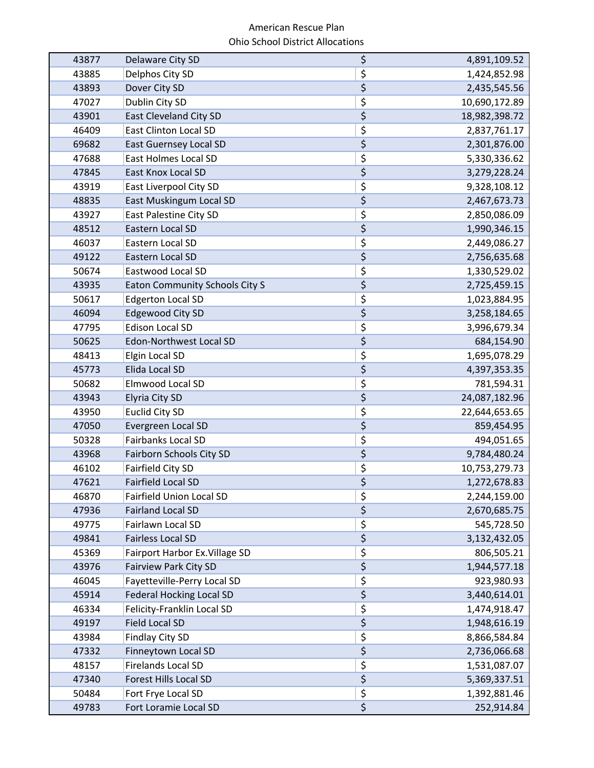American Rescue Plan
Ohio School District Allocations

| | | | |
|---|---|---|---|
| 43877 | Delaware City SD | $ | 4,891,109.52 |
| 43885 | Delphos City SD | $ | 1,424,852.98 |
| 43893 | Dover City SD | $ | 2,435,545.56 |
| 47027 | Dublin City SD | $ | 10,690,172.89 |
| 43901 | East Cleveland City SD | $ | 18,982,398.72 |
| 46409 | East Clinton Local SD | $ | 2,837,761.17 |
| 69682 | East Guernsey Local SD | $ | 2,301,876.00 |
| 47688 | East Holmes Local SD | $ | 5,330,336.62 |
| 47845 | East Knox Local SD | $ | 3,279,228.24 |
| 43919 | East Liverpool City SD | $ | 9,328,108.12 |
| 48835 | East Muskingum Local SD | $ | 2,467,673.73 |
| 43927 | East Palestine City SD | $ | 2,850,086.09 |
| 48512 | Eastern Local SD | $ | 1,990,346.15 |
| 46037 | Eastern Local SD | $ | 2,449,086.27 |
| 49122 | Eastern Local SD | $ | 2,756,635.68 |
| 50674 | Eastwood Local SD | $ | 1,330,529.02 |
| 43935 | Eaton Community Schools City S | $ | 2,725,459.15 |
| 50617 | Edgerton Local SD | $ | 1,023,884.95 |
| 46094 | Edgewood City SD | $ | 3,258,184.65 |
| 47795 | Edison Local SD | $ | 3,996,679.34 |
| 50625 | Edon-Northwest Local SD | $ | 684,154.90 |
| 48413 | Elgin Local SD | $ | 1,695,078.29 |
| 45773 | Elida Local SD | $ | 4,397,353.35 |
| 50682 | Elmwood Local SD | $ | 781,594.31 |
| 43943 | Elyria City SD | $ | 24,087,182.96 |
| 43950 | Euclid City SD | $ | 22,644,653.65 |
| 47050 | Evergreen Local SD | $ | 859,454.95 |
| 50328 | Fairbanks Local SD | $ | 494,051.65 |
| 43968 | Fairborn Schools City SD | $ | 9,784,480.24 |
| 46102 | Fairfield City SD | $ | 10,753,279.73 |
| 47621 | Fairfield Local SD | $ | 1,272,678.83 |
| 46870 | Fairfield Union Local SD | $ | 2,244,159.00 |
| 47936 | Fairland Local SD | $ | 2,670,685.75 |
| 49775 | Fairlawn Local SD | $ | 545,728.50 |
| 49841 | Fairless Local SD | $ | 3,132,432.05 |
| 45369 | Fairport Harbor Ex.Village SD | $ | 806,505.21 |
| 43976 | Fairview Park City SD | $ | 1,944,577.18 |
| 46045 | Fayetteville-Perry Local SD | $ | 923,980.93 |
| 45914 | Federal Hocking Local SD | $ | 3,440,614.01 |
| 46334 | Felicity-Franklin Local SD | $ | 1,474,918.47 |
| 49197 | Field Local SD | $ | 1,948,616.19 |
| 43984 | Findlay City SD | $ | 8,866,584.84 |
| 47332 | Finneytown Local SD | $ | 2,736,066.68 |
| 48157 | Firelands Local SD | $ | 1,531,087.07 |
| 47340 | Forest Hills Local SD | $ | 5,369,337.51 |
| 50484 | Fort Frye Local SD | $ | 1,392,881.46 |
| 49783 | Fort Loramie Local SD | $ | 252,914.84 |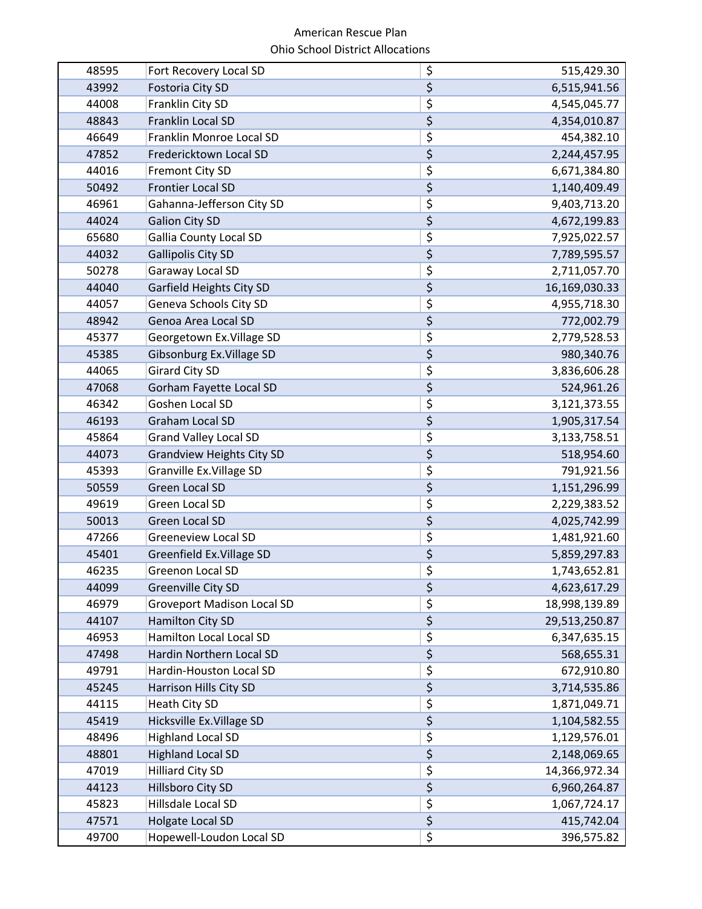American Rescue Plan
Ohio School District Allocations

| | | | |
|---|---|---|---|
| 48595 | Fort Recovery Local SD | $ | 515,429.30 |
| 43992 | Fostoria City SD | $ | 6,515,941.56 |
| 44008 | Franklin City SD | $ | 4,545,045.77 |
| 48843 | Franklin Local SD | $ | 4,354,010.87 |
| 46649 | Franklin Monroe Local SD | $ | 454,382.10 |
| 47852 | Fredericktown Local SD | $ | 2,244,457.95 |
| 44016 | Fremont City SD | $ | 6,671,384.80 |
| 50492 | Frontier Local SD | $ | 1,140,409.49 |
| 46961 | Gahanna-Jefferson City SD | $ | 9,403,713.20 |
| 44024 | Galion City SD | $ | 4,672,199.83 |
| 65680 | Gallia County Local SD | $ | 7,925,022.57 |
| 44032 | Gallipolis City SD | $ | 7,789,595.57 |
| 50278 | Garaway Local SD | $ | 2,711,057.70 |
| 44040 | Garfield Heights City SD | $ | 16,169,030.33 |
| 44057 | Geneva Schools City SD | $ | 4,955,718.30 |
| 48942 | Genoa Area Local SD | $ | 772,002.79 |
| 45377 | Georgetown Ex.Village SD | $ | 2,779,528.53 |
| 45385 | Gibsonburg Ex.Village SD | $ | 980,340.76 |
| 44065 | Girard City SD | $ | 3,836,606.28 |
| 47068 | Gorham Fayette Local SD | $ | 524,961.26 |
| 46342 | Goshen Local SD | $ | 3,121,373.55 |
| 46193 | Graham Local SD | $ | 1,905,317.54 |
| 45864 | Grand Valley Local SD | $ | 3,133,758.51 |
| 44073 | Grandview Heights City SD | $ | 518,954.60 |
| 45393 | Granville Ex.Village SD | $ | 791,921.56 |
| 50559 | Green Local SD | $ | 1,151,296.99 |
| 49619 | Green Local SD | $ | 2,229,383.52 |
| 50013 | Green Local SD | $ | 4,025,742.99 |
| 47266 | Greeneview Local SD | $ | 1,481,921.60 |
| 45401 | Greenfield Ex.Village SD | $ | 5,859,297.83 |
| 46235 | Greenon Local SD | $ | 1,743,652.81 |
| 44099 | Greenville City SD | $ | 4,623,617.29 |
| 46979 | Groveport Madison Local SD | $ | 18,998,139.89 |
| 44107 | Hamilton City SD | $ | 29,513,250.87 |
| 46953 | Hamilton Local Local SD | $ | 6,347,635.15 |
| 47498 | Hardin Northern Local SD | $ | 568,655.31 |
| 49791 | Hardin-Houston Local SD | $ | 672,910.80 |
| 45245 | Harrison Hills City SD | $ | 3,714,535.86 |
| 44115 | Heath City SD | $ | 1,871,049.71 |
| 45419 | Hicksville Ex.Village SD | $ | 1,104,582.55 |
| 48496 | Highland Local SD | $ | 1,129,576.01 |
| 48801 | Highland Local SD | $ | 2,148,069.65 |
| 47019 | Hilliard City SD | $ | 14,366,972.34 |
| 44123 | Hillsboro City SD | $ | 6,960,264.87 |
| 45823 | Hillsdale Local SD | $ | 1,067,724.17 |
| 47571 | Holgate Local SD | $ | 415,742.04 |
| 49700 | Hopewell-Loudon Local SD | $ | 396,575.82 |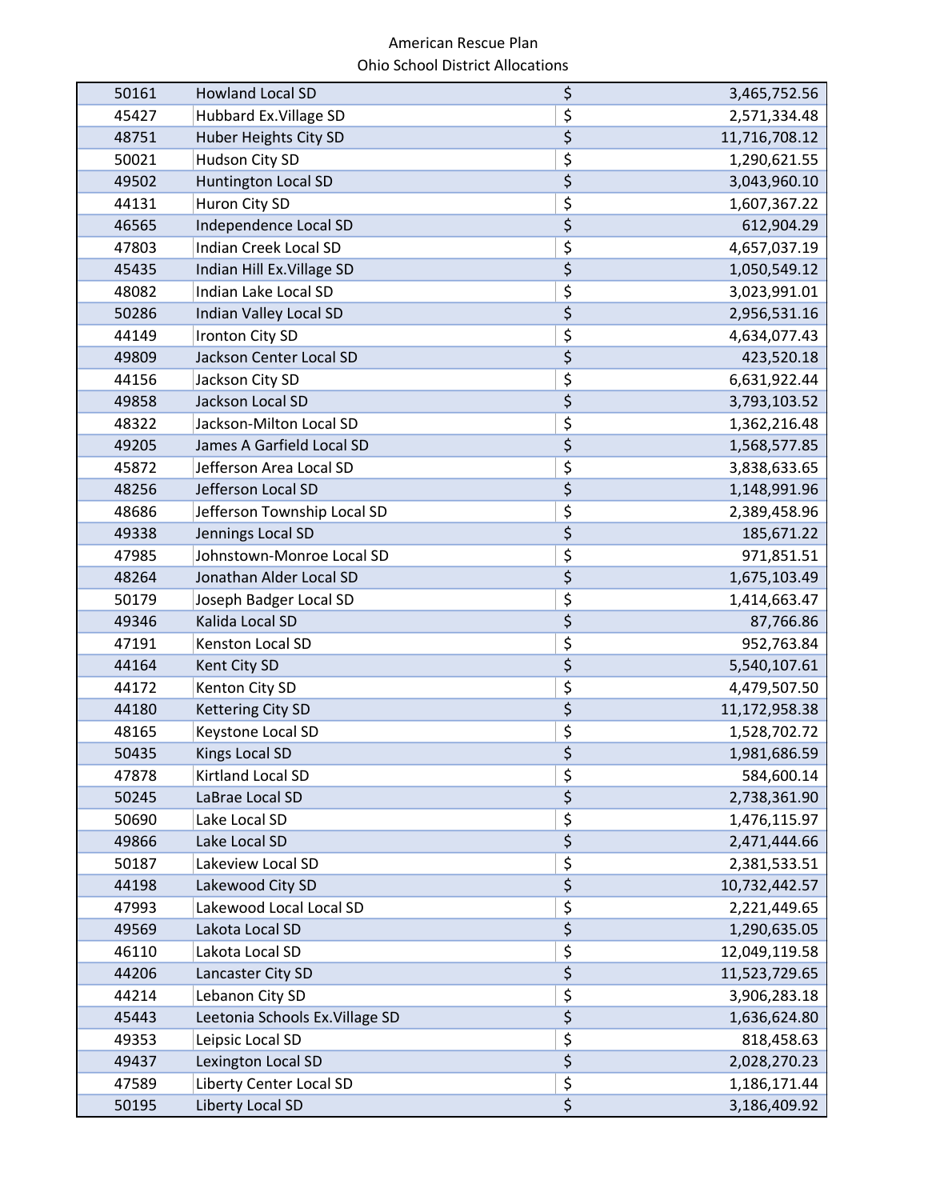American Rescue Plan
Ohio School District Allocations

| | | | |
|---|---|---|---|
| 50161 | Howland Local SD | $ | 3,465,752.56 |
| 45427 | Hubbard Ex.Village SD | $ | 2,571,334.48 |
| 48751 | Huber Heights City SD | $ | 11,716,708.12 |
| 50021 | Hudson City SD | $ | 1,290,621.55 |
| 49502 | Huntington Local SD | $ | 3,043,960.10 |
| 44131 | Huron City SD | $ | 1,607,367.22 |
| 46565 | Independence Local SD | $ | 612,904.29 |
| 47803 | Indian Creek Local SD | $ | 4,657,037.19 |
| 45435 | Indian Hill Ex.Village SD | $ | 1,050,549.12 |
| 48082 | Indian Lake Local SD | $ | 3,023,991.01 |
| 50286 | Indian Valley Local SD | $ | 2,956,531.16 |
| 44149 | Ironton City SD | $ | 4,634,077.43 |
| 49809 | Jackson Center Local SD | $ | 423,520.18 |
| 44156 | Jackson City SD | $ | 6,631,922.44 |
| 49858 | Jackson Local SD | $ | 3,793,103.52 |
| 48322 | Jackson-Milton Local SD | $ | 1,362,216.48 |
| 49205 | James A Garfield Local SD | $ | 1,568,577.85 |
| 45872 | Jefferson Area Local SD | $ | 3,838,633.65 |
| 48256 | Jefferson Local SD | $ | 1,148,991.96 |
| 48686 | Jefferson Township Local SD | $ | 2,389,458.96 |
| 49338 | Jennings Local SD | $ | 185,671.22 |
| 47985 | Johnstown-Monroe Local SD | $ | 971,851.51 |
| 48264 | Jonathan Alder Local SD | $ | 1,675,103.49 |
| 50179 | Joseph Badger Local SD | $ | 1,414,663.47 |
| 49346 | Kalida Local SD | $ | 87,766.86 |
| 47191 | Kenston Local SD | $ | 952,763.84 |
| 44164 | Kent City SD | $ | 5,540,107.61 |
| 44172 | Kenton City SD | $ | 4,479,507.50 |
| 44180 | Kettering City SD | $ | 11,172,958.38 |
| 48165 | Keystone Local SD | $ | 1,528,702.72 |
| 50435 | Kings Local SD | $ | 1,981,686.59 |
| 47878 | Kirtland Local SD | $ | 584,600.14 |
| 50245 | LaBrae Local SD | $ | 2,738,361.90 |
| 50690 | Lake Local SD | $ | 1,476,115.97 |
| 49866 | Lake Local SD | $ | 2,471,444.66 |
| 50187 | Lakeview Local SD | $ | 2,381,533.51 |
| 44198 | Lakewood City SD | $ | 10,732,442.57 |
| 47993 | Lakewood Local Local SD | $ | 2,221,449.65 |
| 49569 | Lakota Local SD | $ | 1,290,635.05 |
| 46110 | Lakota Local SD | $ | 12,049,119.58 |
| 44206 | Lancaster City SD | $ | 11,523,729.65 |
| 44214 | Lebanon City SD | $ | 3,906,283.18 |
| 45443 | Leetonia Schools Ex.Village SD | $ | 1,636,624.80 |
| 49353 | Leipsic Local SD | $ | 818,458.63 |
| 49437 | Lexington Local SD | $ | 2,028,270.23 |
| 47589 | Liberty Center Local SD | $ | 1,186,171.44 |
| 50195 | Liberty Local SD | $ | 3,186,409.92 |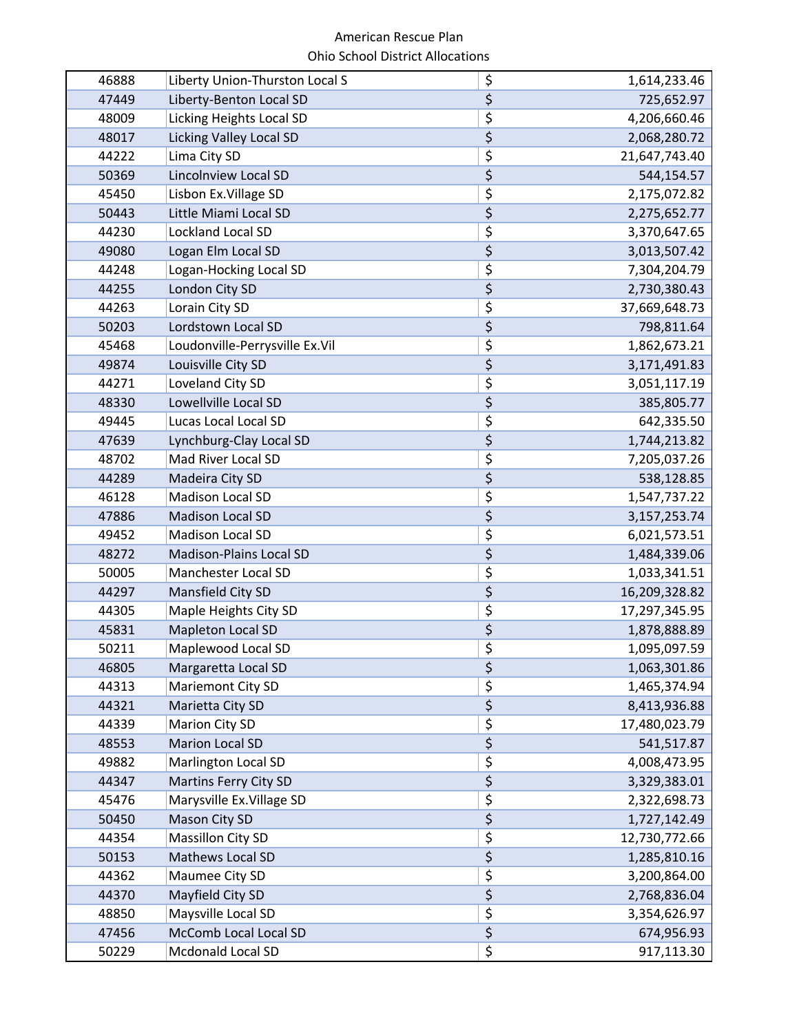American Rescue Plan
Ohio School District Allocations

| | | | |
|---|---|---|---|
| 46888 | Liberty Union-Thurston Local S | $ | 1,614,233.46 |
| 47449 | Liberty-Benton Local SD | $ | 725,652.97 |
| 48009 | Licking Heights Local SD | $ | 4,206,660.46 |
| 48017 | Licking Valley Local SD | $ | 2,068,280.72 |
| 44222 | Lima City SD | $ | 21,647,743.40 |
| 50369 | Lincolnview Local SD | $ | 544,154.57 |
| 45450 | Lisbon Ex.Village SD | $ | 2,175,072.82 |
| 50443 | Little Miami Local SD | $ | 2,275,652.77 |
| 44230 | Lockland Local SD | $ | 3,370,647.65 |
| 49080 | Logan Elm Local SD | $ | 3,013,507.42 |
| 44248 | Logan-Hocking Local SD | $ | 7,304,204.79 |
| 44255 | London City SD | $ | 2,730,380.43 |
| 44263 | Lorain City SD | $ | 37,669,648.73 |
| 50203 | Lordstown Local SD | $ | 798,811.64 |
| 45468 | Loudonville-Perrysville Ex.Vil | $ | 1,862,673.21 |
| 49874 | Louisville City SD | $ | 3,171,491.83 |
| 44271 | Loveland City SD | $ | 3,051,117.19 |
| 48330 | Lowellville Local SD | $ | 385,805.77 |
| 49445 | Lucas Local Local SD | $ | 642,335.50 |
| 47639 | Lynchburg-Clay Local SD | $ | 1,744,213.82 |
| 48702 | Mad River Local SD | $ | 7,205,037.26 |
| 44289 | Madeira City SD | $ | 538,128.85 |
| 46128 | Madison Local SD | $ | 1,547,737.22 |
| 47886 | Madison Local SD | $ | 3,157,253.74 |
| 49452 | Madison Local SD | $ | 6,021,573.51 |
| 48272 | Madison-Plains Local SD | $ | 1,484,339.06 |
| 50005 | Manchester Local SD | $ | 1,033,341.51 |
| 44297 | Mansfield City SD | $ | 16,209,328.82 |
| 44305 | Maple Heights City SD | $ | 17,297,345.95 |
| 45831 | Mapleton Local SD | $ | 1,878,888.89 |
| 50211 | Maplewood Local SD | $ | 1,095,097.59 |
| 46805 | Margaretta Local SD | $ | 1,063,301.86 |
| 44313 | Mariemont City SD | $ | 1,465,374.94 |
| 44321 | Marietta City SD | $ | 8,413,936.88 |
| 44339 | Marion City SD | $ | 17,480,023.79 |
| 48553 | Marion Local SD | $ | 541,517.87 |
| 49882 | Marlington Local SD | $ | 4,008,473.95 |
| 44347 | Martins Ferry City SD | $ | 3,329,383.01 |
| 45476 | Marysville Ex.Village SD | $ | 2,322,698.73 |
| 50450 | Mason City SD | $ | 1,727,142.49 |
| 44354 | Massillon City SD | $ | 12,730,772.66 |
| 50153 | Mathews Local SD | $ | 1,285,810.16 |
| 44362 | Maumee City SD | $ | 3,200,864.00 |
| 44370 | Mayfield City SD | $ | 2,768,836.04 |
| 48850 | Maysville Local SD | $ | 3,354,626.97 |
| 47456 | McComb Local Local SD | $ | 674,956.93 |
| 50229 | Mcdonald Local SD | $ | 917,113.30 |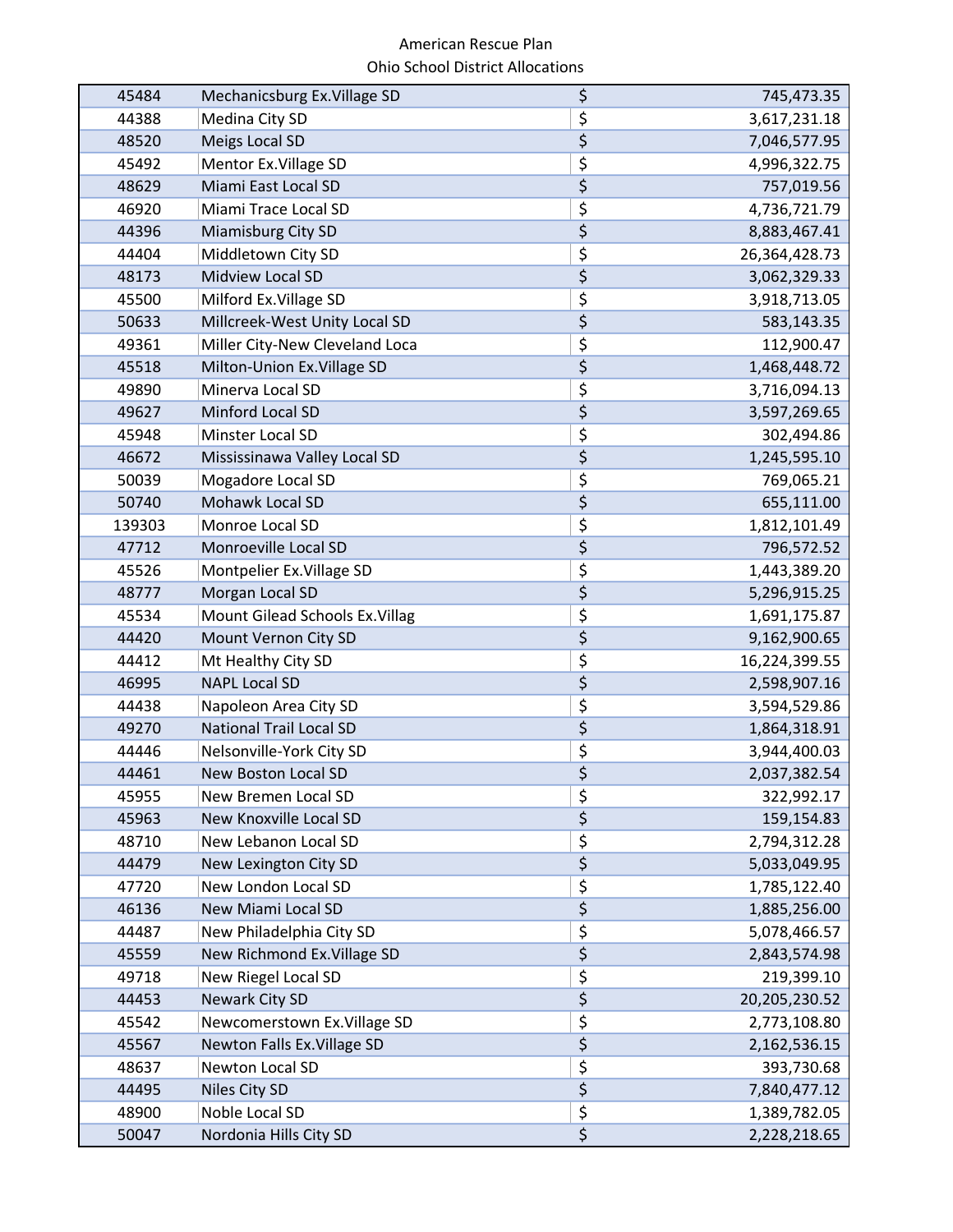American Rescue Plan
Ohio School District Allocations

| | | | |
|---|---|---|---|
| 45484 | Mechanicsburg Ex.Village SD | $ | 745,473.35 |
| 44388 | Medina City SD | $ | 3,617,231.18 |
| 48520 | Meigs Local SD | $ | 7,046,577.95 |
| 45492 | Mentor Ex.Village SD | $ | 4,996,322.75 |
| 48629 | Miami East Local SD | $ | 757,019.56 |
| 46920 | Miami Trace Local SD | $ | 4,736,721.79 |
| 44396 | Miamisburg City SD | $ | 8,883,467.41 |
| 44404 | Middletown City SD | $ | 26,364,428.73 |
| 48173 | Midview Local SD | $ | 3,062,329.33 |
| 45500 | Milford Ex.Village SD | $ | 3,918,713.05 |
| 50633 | Millcreek-West Unity Local SD | $ | 583,143.35 |
| 49361 | Miller City-New Cleveland Loca | $ | 112,900.47 |
| 45518 | Milton-Union Ex.Village SD | $ | 1,468,448.72 |
| 49890 | Minerva Local SD | $ | 3,716,094.13 |
| 49627 | Minford Local SD | $ | 3,597,269.65 |
| 45948 | Minster Local SD | $ | 302,494.86 |
| 46672 | Mississinawa Valley Local SD | $ | 1,245,595.10 |
| 50039 | Mogadore Local SD | $ | 769,065.21 |
| 50740 | Mohawk Local SD | $ | 655,111.00 |
| 139303 | Monroe Local SD | $ | 1,812,101.49 |
| 47712 | Monroeville Local SD | $ | 796,572.52 |
| 45526 | Montpelier Ex.Village SD | $ | 1,443,389.20 |
| 48777 | Morgan Local SD | $ | 5,296,915.25 |
| 45534 | Mount Gilead Schools Ex.Villag | $ | 1,691,175.87 |
| 44420 | Mount Vernon City SD | $ | 9,162,900.65 |
| 44412 | Mt Healthy City SD | $ | 16,224,399.55 |
| 46995 | NAPL Local SD | $ | 2,598,907.16 |
| 44438 | Napoleon Area City SD | $ | 3,594,529.86 |
| 49270 | National Trail Local SD | $ | 1,864,318.91 |
| 44446 | Nelsonville-York City SD | $ | 3,944,400.03 |
| 44461 | New Boston Local SD | $ | 2,037,382.54 |
| 45955 | New Bremen Local SD | $ | 322,992.17 |
| 45963 | New Knoxville Local SD | $ | 159,154.83 |
| 48710 | New Lebanon Local SD | $ | 2,794,312.28 |
| 44479 | New Lexington City SD | $ | 5,033,049.95 |
| 47720 | New London Local SD | $ | 1,785,122.40 |
| 46136 | New Miami Local SD | $ | 1,885,256.00 |
| 44487 | New Philadelphia City SD | $ | 5,078,466.57 |
| 45559 | New Richmond Ex.Village SD | $ | 2,843,574.98 |
| 49718 | New Riegel Local SD | $ | 219,399.10 |
| 44453 | Newark City SD | $ | 20,205,230.52 |
| 45542 | Newcomerstown Ex.Village SD | $ | 2,773,108.80 |
| 45567 | Newton Falls Ex.Village SD | $ | 2,162,536.15 |
| 48637 | Newton Local SD | $ | 393,730.68 |
| 44495 | Niles City SD | $ | 7,840,477.12 |
| 48900 | Noble Local SD | $ | 1,389,782.05 |
| 50047 | Nordonia Hills City SD | $ | 2,228,218.65 |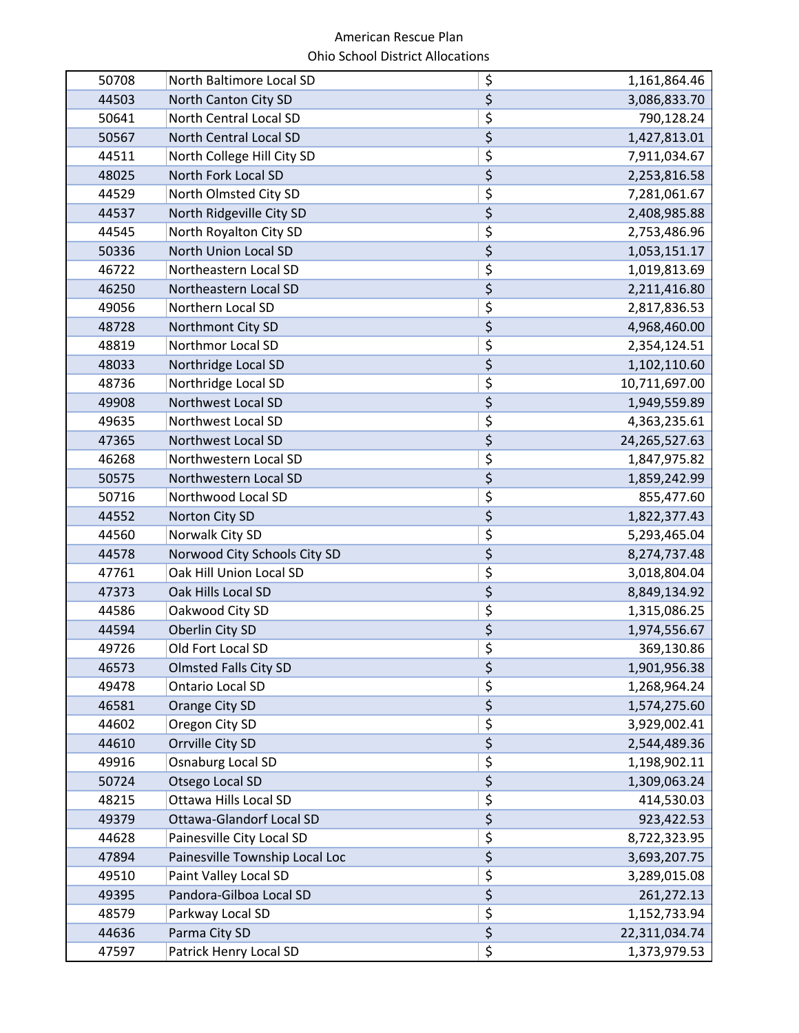American Rescue Plan

Ohio School District Allocations

| | | | |
|---|---|---|---|
| 50708 | North Baltimore Local SD | $ | 1,161,864.46 |
| 44503 | North Canton City SD | $ | 3,086,833.70 |
| 50641 | North Central Local SD | $ | 790,128.24 |
| 50567 | North Central Local SD | $ | 1,427,813.01 |
| 44511 | North College Hill City SD | $ | 7,911,034.67 |
| 48025 | North Fork Local SD | $ | 2,253,816.58 |
| 44529 | North Olmsted City SD | $ | 7,281,061.67 |
| 44537 | North Ridgeville City SD | $ | 2,408,985.88 |
| 44545 | North Royalton City SD | $ | 2,753,486.96 |
| 50336 | North Union Local SD | $ | 1,053,151.17 |
| 46722 | Northeastern Local SD | $ | 1,019,813.69 |
| 46250 | Northeastern Local SD | $ | 2,211,416.80 |
| 49056 | Northern Local SD | $ | 2,817,836.53 |
| 48728 | Northmont City SD | $ | 4,968,460.00 |
| 48819 | Northmor Local SD | $ | 2,354,124.51 |
| 48033 | Northridge Local SD | $ | 1,102,110.60 |
| 48736 | Northridge Local SD | $ | 10,711,697.00 |
| 49908 | Northwest Local SD | $ | 1,949,559.89 |
| 49635 | Northwest Local SD | $ | 4,363,235.61 |
| 47365 | Northwest Local SD | $ | 24,265,527.63 |
| 46268 | Northwestern Local SD | $ | 1,847,975.82 |
| 50575 | Northwestern Local SD | $ | 1,859,242.99 |
| 50716 | Northwood Local SD | $ | 855,477.60 |
| 44552 | Norton City SD | $ | 1,822,377.43 |
| 44560 | Norwalk City SD | $ | 5,293,465.04 |
| 44578 | Norwood City Schools City SD | $ | 8,274,737.48 |
| 47761 | Oak Hill Union Local SD | $ | 3,018,804.04 |
| 47373 | Oak Hills Local SD | $ | 8,849,134.92 |
| 44586 | Oakwood City SD | $ | 1,315,086.25 |
| 44594 | Oberlin City SD | $ | 1,974,556.67 |
| 49726 | Old Fort Local SD | $ | 369,130.86 |
| 46573 | Olmsted Falls City SD | $ | 1,901,956.38 |
| 49478 | Ontario Local SD | $ | 1,268,964.24 |
| 46581 | Orange City SD | $ | 1,574,275.60 |
| 44602 | Oregon City SD | $ | 3,929,002.41 |
| 44610 | Orrville City SD | $ | 2,544,489.36 |
| 49916 | Osnaburg Local SD | $ | 1,198,902.11 |
| 50724 | Otsego Local SD | $ | 1,309,063.24 |
| 48215 | Ottawa Hills Local SD | $ | 414,530.03 |
| 49379 | Ottawa-Glandorf Local SD | $ | 923,422.53 |
| 44628 | Painesville City Local SD | $ | 8,722,323.95 |
| 47894 | Painesville Township Local Loc | $ | 3,693,207.75 |
| 49510 | Paint Valley Local SD | $ | 3,289,015.08 |
| 49395 | Pandora-Gilboa Local SD | $ | 261,272.13 |
| 48579 | Parkway Local SD | $ | 1,152,733.94 |
| 44636 | Parma City SD | $ | 22,311,034.74 |
| 47597 | Patrick Henry Local SD | $ | 1,373,979.53 |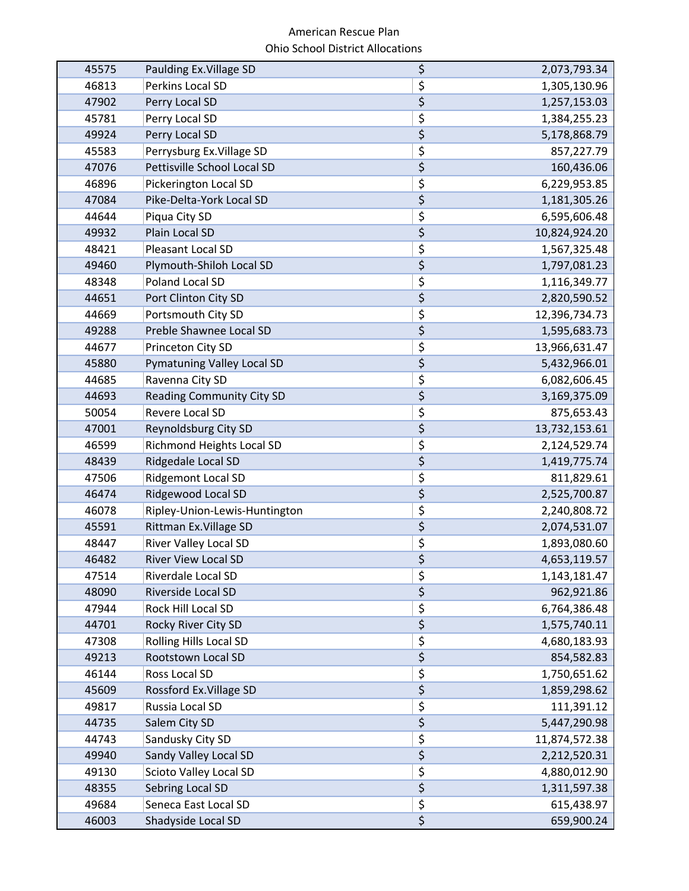American Rescue Plan
Ohio School District Allocations

| | | | |
|---|---|---|---|
| 45575 | Paulding Ex.Village SD | $ | 2,073,793.34 |
| 46813 | Perkins Local SD | $ | 1,305,130.96 |
| 47902 | Perry Local SD | $ | 1,257,153.03 |
| 45781 | Perry Local SD | $ | 1,384,255.23 |
| 49924 | Perry Local SD | $ | 5,178,868.79 |
| 45583 | Perrysburg Ex.Village SD | $ | 857,227.79 |
| 47076 | Pettisville School Local SD | $ | 160,436.06 |
| 46896 | Pickerington Local SD | $ | 6,229,953.85 |
| 47084 | Pike-Delta-York Local SD | $ | 1,181,305.26 |
| 44644 | Piqua City SD | $ | 6,595,606.48 |
| 49932 | Plain Local SD | $ | 10,824,924.20 |
| 48421 | Pleasant Local SD | $ | 1,567,325.48 |
| 49460 | Plymouth-Shiloh Local SD | $ | 1,797,081.23 |
| 48348 | Poland Local SD | $ | 1,116,349.77 |
| 44651 | Port Clinton City SD | $ | 2,820,590.52 |
| 44669 | Portsmouth City SD | $ | 12,396,734.73 |
| 49288 | Preble Shawnee Local SD | $ | 1,595,683.73 |
| 44677 | Princeton City SD | $ | 13,966,631.47 |
| 45880 | Pymatuning Valley Local SD | $ | 5,432,966.01 |
| 44685 | Ravenna City SD | $ | 6,082,606.45 |
| 44693 | Reading Community City SD | $ | 3,169,375.09 |
| 50054 | Revere Local SD | $ | 875,653.43 |
| 47001 | Reynoldsburg City SD | $ | 13,732,153.61 |
| 46599 | Richmond Heights Local SD | $ | 2,124,529.74 |
| 48439 | Ridgedale Local SD | $ | 1,419,775.74 |
| 47506 | Ridgemont Local SD | $ | 811,829.61 |
| 46474 | Ridgewood Local SD | $ | 2,525,700.87 |
| 46078 | Ripley-Union-Lewis-Huntington | $ | 2,240,808.72 |
| 45591 | Rittman Ex.Village SD | $ | 2,074,531.07 |
| 48447 | River Valley Local SD | $ | 1,893,080.60 |
| 46482 | River View Local SD | $ | 4,653,119.57 |
| 47514 | Riverdale Local SD | $ | 1,143,181.47 |
| 48090 | Riverside Local SD | $ | 962,921.86 |
| 47944 | Rock Hill Local SD | $ | 6,764,386.48 |
| 44701 | Rocky River City SD | $ | 1,575,740.11 |
| 47308 | Rolling Hills Local SD | $ | 4,680,183.93 |
| 49213 | Rootstown Local SD | $ | 854,582.83 |
| 46144 | Ross Local SD | $ | 1,750,651.62 |
| 45609 | Rossford Ex.Village SD | $ | 1,859,298.62 |
| 49817 | Russia Local SD | $ | 111,391.12 |
| 44735 | Salem City SD | $ | 5,447,290.98 |
| 44743 | Sandusky City SD | $ | 11,874,572.38 |
| 49940 | Sandy Valley Local SD | $ | 2,212,520.31 |
| 49130 | Scioto Valley Local SD | $ | 4,880,012.90 |
| 48355 | Sebring Local SD | $ | 1,311,597.38 |
| 49684 | Seneca East Local SD | $ | 615,438.97 |
| 46003 | Shadyside Local SD | $ | 659,900.24 |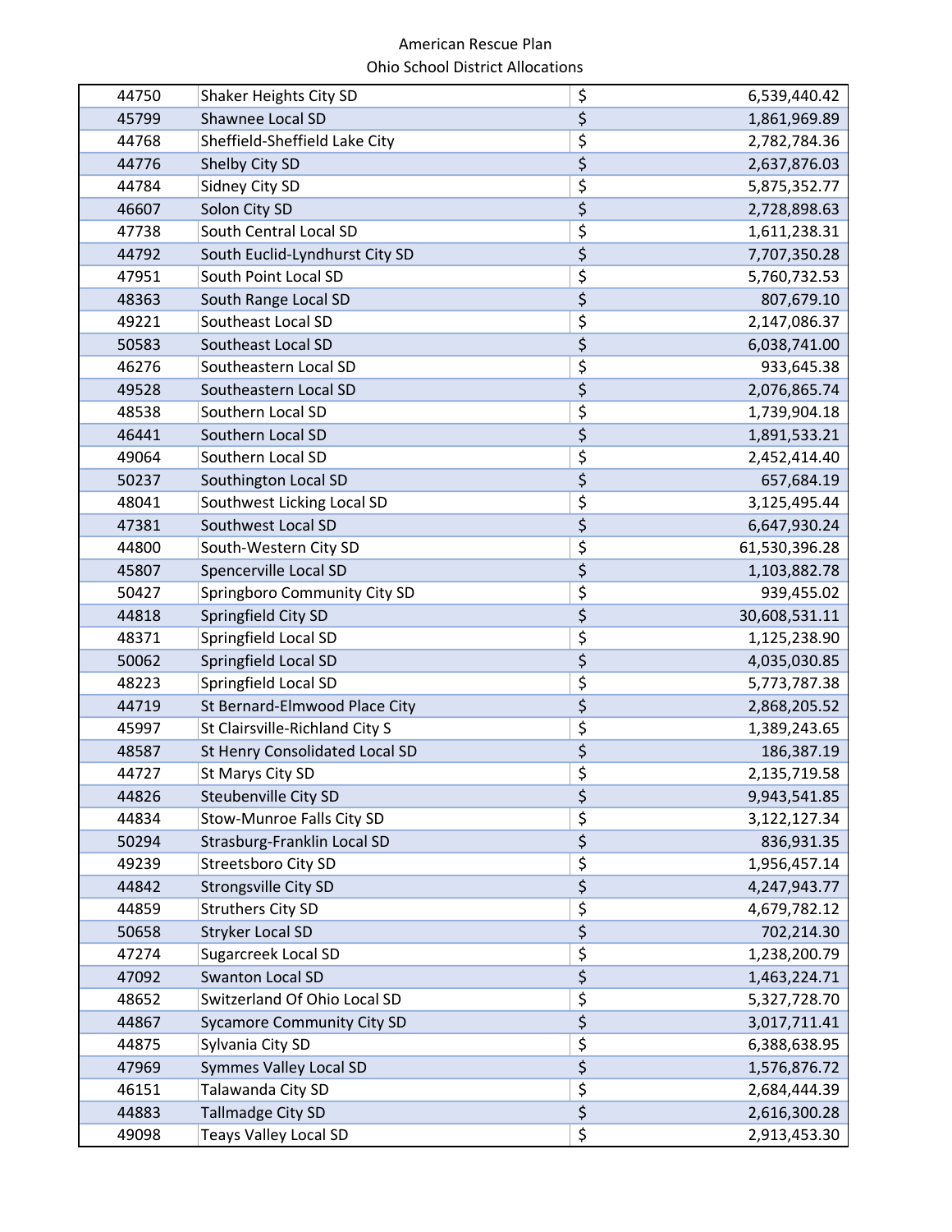American Rescue Plan
Ohio School District Allocations

| | | | |
|---|---|---|---|
| 44750 | Shaker Heights City SD | $ | 6,539,440.42 |
| 45799 | Shawnee Local SD | $ | 1,861,969.89 |
| 44768 | Sheffield-Sheffield Lake City | $ | 2,782,784.36 |
| 44776 | Shelby City SD | $ | 2,637,876.03 |
| 44784 | Sidney City SD | $ | 5,875,352.77 |
| 46607 | Solon City SD | $ | 2,728,898.63 |
| 47738 | South Central Local SD | $ | 1,611,238.31 |
| 44792 | South Euclid-Lyndhurst City SD | $ | 7,707,350.28 |
| 47951 | South Point Local SD | $ | 5,760,732.53 |
| 48363 | South Range Local SD | $ | 807,679.10 |
| 49221 | Southeast Local SD | $ | 2,147,086.37 |
| 50583 | Southeast Local SD | $ | 6,038,741.00 |
| 46276 | Southeastern Local SD | $ | 933,645.38 |
| 49528 | Southeastern Local SD | $ | 2,076,865.74 |
| 48538 | Southern Local SD | $ | 1,739,904.18 |
| 46441 | Southern Local SD | $ | 1,891,533.21 |
| 49064 | Southern Local SD | $ | 2,452,414.40 |
| 50237 | Southington Local SD | $ | 657,684.19 |
| 48041 | Southwest Licking Local SD | $ | 3,125,495.44 |
| 47381 | Southwest Local SD | $ | 6,647,930.24 |
| 44800 | South-Western City SD | $ | 61,530,396.28 |
| 45807 | Spencerville Local SD | $ | 1,103,882.78 |
| 50427 | Springboro Community City SD | $ | 939,455.02 |
| 44818 | Springfield City SD | $ | 30,608,531.11 |
| 48371 | Springfield Local SD | $ | 1,125,238.90 |
| 50062 | Springfield Local SD | $ | 4,035,030.85 |
| 48223 | Springfield Local SD | $ | 5,773,787.38 |
| 44719 | St Bernard-Elmwood Place City | $ | 2,868,205.52 |
| 45997 | St Clairsville-Richland City S | $ | 1,389,243.65 |
| 48587 | St Henry Consolidated Local SD | $ | 186,387.19 |
| 44727 | St Marys City SD | $ | 2,135,719.58 |
| 44826 | Steubenville City SD | $ | 9,943,541.85 |
| 44834 | Stow-Munroe Falls City SD | $ | 3,122,127.34 |
| 50294 | Strasburg-Franklin Local SD | $ | 836,931.35 |
| 49239 | Streetsboro City SD | $ | 1,956,457.14 |
| 44842 | Strongsville City SD | $ | 4,247,943.77 |
| 44859 | Struthers City SD | $ | 4,679,782.12 |
| 50658 | Stryker Local SD | $ | 702,214.30 |
| 47274 | Sugarcreek Local SD | $ | 1,238,200.79 |
| 47092 | Swanton Local SD | $ | 1,463,224.71 |
| 48652 | Switzerland Of Ohio Local SD | $ | 5,327,728.70 |
| 44867 | Sycamore Community City SD | $ | 3,017,711.41 |
| 44875 | Sylvania City SD | $ | 6,388,638.95 |
| 47969 | Symmes Valley Local SD | $ | 1,576,876.72 |
| 46151 | Talawanda City SD | $ | 2,684,444.39 |
| 44883 | Tallmadge City SD | $ | 2,616,300.28 |
| 49098 | Teays Valley Local SD | $ | 2,913,453.30 |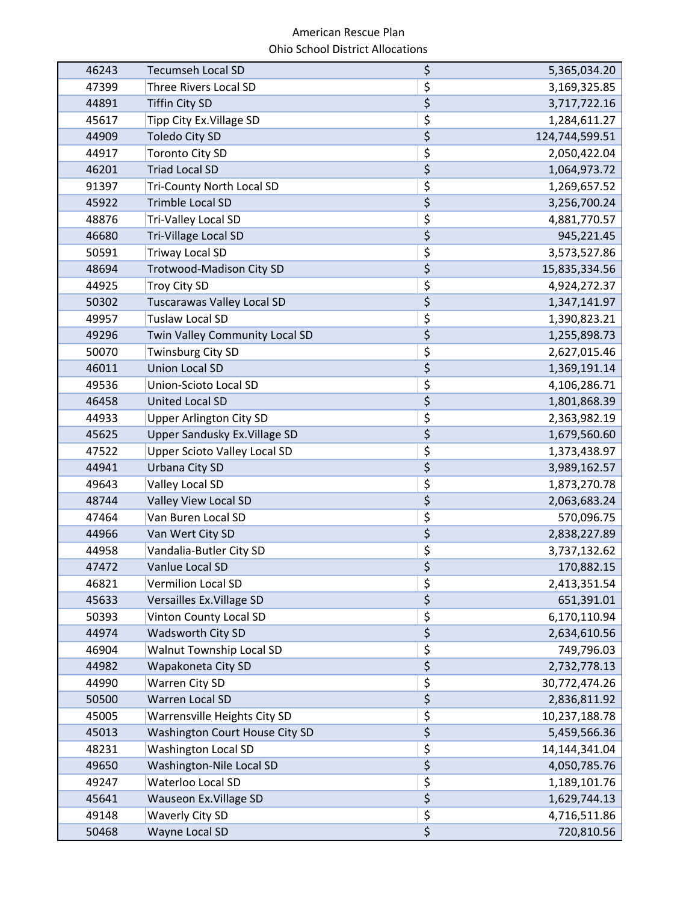| | | | |
|---|---|---|---|
| 46243 | Tecumseh Local SD | $ | 5,365,034.20 |
| 47399 | Three Rivers Local SD | $ | 3,169,325.85 |
| 44891 | Tiffin City SD | $ | 3,717,722.16 |
| 45617 | Tipp City Ex.Village SD | $ | 1,284,611.27 |
| 44909 | Toledo City SD | $ | 124,744,599.51 |
| 44917 | Toronto City SD | $ | 2,050,422.04 |
| 46201 | Triad Local SD | $ | 1,064,973.72 |
| 91397 | Tri-County North Local SD | $ | 1,269,657.52 |
| 45922 | Trimble Local SD | $ | 3,256,700.24 |
| 48876 | Tri-Valley Local SD | $ | 4,881,770.57 |
| 46680 | Tri-Village Local SD | $ | 945,221.45 |
| 50591 | Triway Local SD | $ | 3,573,527.86 |
| 48694 | Trotwood-Madison City SD | $ | 15,835,334.56 |
| 44925 | Troy City SD | $ | 4,924,272.37 |
| 50302 | Tuscarawas Valley Local SD | $ | 1,347,141.97 |
| 49957 | Tuslaw Local SD | $ | 1,390,823.21 |
| 49296 | Twin Valley Community Local SD | $ | 1,255,898.73 |
| 50070 | Twinsburg City SD | $ | 2,627,015.46 |
| 46011 | Union Local SD | $ | 1,369,191.14 |
| 49536 | Union-Scioto Local SD | $ | 4,106,286.71 |
| 46458 | United Local SD | $ | 1,801,868.39 |
| 44933 | Upper Arlington City SD | $ | 2,363,982.19 |
| 45625 | Upper Sandusky Ex.Village SD | $ | 1,679,560.60 |
| 47522 | Upper Scioto Valley Local SD | $ | 1,373,438.97 |
| 44941 | Urbana City SD | $ | 3,989,162.57 |
| 49643 | Valley Local SD | $ | 1,873,270.78 |
| 48744 | Valley View Local SD | $ | 2,063,683.24 |
| 47464 | Van Buren Local SD | $ | 570,096.75 |
| 44966 | Van Wert City SD | $ | 2,838,227.89 |
| 44958 | Vandalia-Butler City SD | $ | 3,737,132.62 |
| 47472 | Vanlue Local SD | $ | 170,882.15 |
| 46821 | Vermilion Local SD | $ | 2,413,351.54 |
| 45633 | Versailles Ex.Village SD | $ | 651,391.01 |
| 50393 | Vinton County Local SD | $ | 6,170,110.94 |
| 44974 | Wadsworth City SD | $ | 2,634,610.56 |
| 46904 | Walnut Township Local SD | $ | 749,796.03 |
| 44982 | Wapakoneta City SD | $ | 2,732,778.13 |
| 44990 | Warren City SD | $ | 30,772,474.26 |
| 50500 | Warren Local SD | $ | 2,836,811.92 |
| 45005 | Warrensville Heights City SD | $ | 10,237,188.78 |
| 45013 | Washington Court House City SD | $ | 5,459,566.36 |
| 48231 | Washington Local SD | $ | 14,144,341.04 |
| 49650 | Washington-Nile Local SD | $ | 4,050,785.76 |
| 49247 | Waterloo Local SD | $ | 1,189,101.76 |
| 45641 | Wauseon Ex.Village SD | $ | 1,629,744.13 |
| 49148 | Waverly City SD | $ | 4,716,511.86 |
| 50468 | Wayne Local SD | $ | 720,810.56 |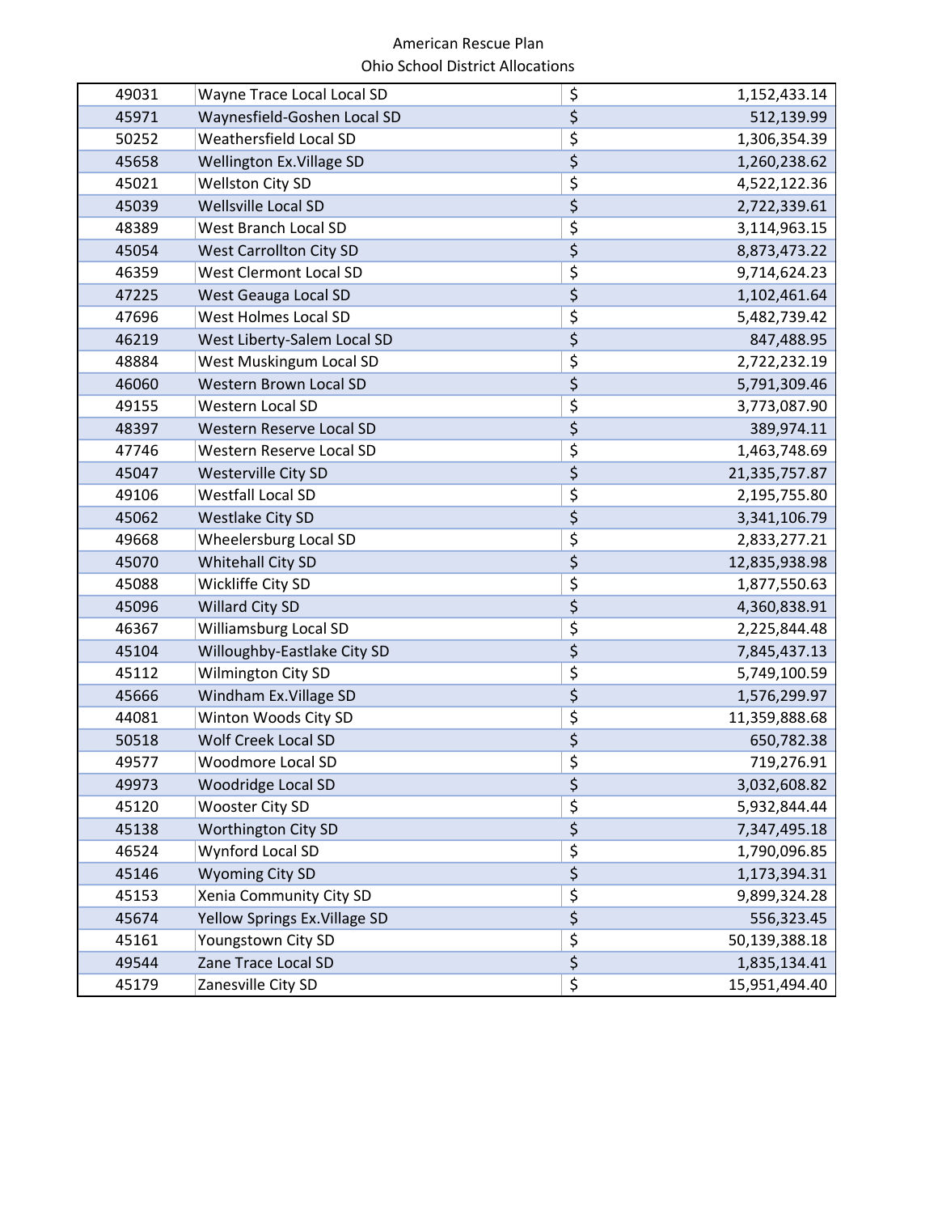American Rescue Plan
Ohio School District Allocations

| | | | |
|---|---|---|---|
| 49031 | Wayne Trace Local Local SD | $ | 1,152,433.14 |
| 45971 | Waynesfield-Goshen Local SD | $ | 512,139.99 |
| 50252 | Weathersfield Local SD | $ | 1,306,354.39 |
| 45658 | Wellington Ex.Village SD | $ | 1,260,238.62 |
| 45021 | Wellston City SD | $ | 4,522,122.36 |
| 45039 | Wellsville Local SD | $ | 2,722,339.61 |
| 48389 | West Branch Local SD | $ | 3,114,963.15 |
| 45054 | West Carrollton City SD | $ | 8,873,473.22 |
| 46359 | West Clermont Local SD | $ | 9,714,624.23 |
| 47225 | West Geauga Local SD | $ | 1,102,461.64 |
| 47696 | West Holmes Local SD | $ | 5,482,739.42 |
| 46219 | West Liberty-Salem Local SD | $ | 847,488.95 |
| 48884 | West Muskingum Local SD | $ | 2,722,232.19 |
| 46060 | Western Brown Local SD | $ | 5,791,309.46 |
| 49155 | Western Local SD | $ | 3,773,087.90 |
| 48397 | Western Reserve Local SD | $ | 389,974.11 |
| 47746 | Western Reserve Local SD | $ | 1,463,748.69 |
| 45047 | Westerville City SD | $ | 21,335,757.87 |
| 49106 | Westfall Local SD | $ | 2,195,755.80 |
| 45062 | Westlake City SD | $ | 3,341,106.79 |
| 49668 | Wheelersburg Local SD | $ | 2,833,277.21 |
| 45070 | Whitehall City SD | $ | 12,835,938.98 |
| 45088 | Wickliffe City SD | $ | 1,877,550.63 |
| 45096 | Willard City SD | $ | 4,360,838.91 |
| 46367 | Williamsburg Local SD | $ | 2,225,844.48 |
| 45104 | Willoughby-Eastlake City SD | $ | 7,845,437.13 |
| 45112 | Wilmington City SD | $ | 5,749,100.59 |
| 45666 | Windham Ex.Village SD | $ | 1,576,299.97 |
| 44081 | Winton Woods City SD | $ | 11,359,888.68 |
| 50518 | Wolf Creek Local SD | $ | 650,782.38 |
| 49577 | Woodmore Local SD | $ | 719,276.91 |
| 49973 | Woodridge Local SD | $ | 3,032,608.82 |
| 45120 | Wooster City SD | $ | 5,932,844.44 |
| 45138 | Worthington City SD | $ | 7,347,495.18 |
| 46524 | Wynford Local SD | $ | 1,790,096.85 |
| 45146 | Wyoming City SD | $ | 1,173,394.31 |
| 45153 | Xenia Community City SD | $ | 9,899,324.28 |
| 45674 | Yellow Springs Ex.Village SD | $ | 556,323.45 |
| 45161 | Youngstown City SD | $ | 50,139,388.18 |
| 49544 | Zane Trace Local SD | $ | 1,835,134.41 |
| 45179 | Zanesville City SD | $ | 15,951,494.40 |